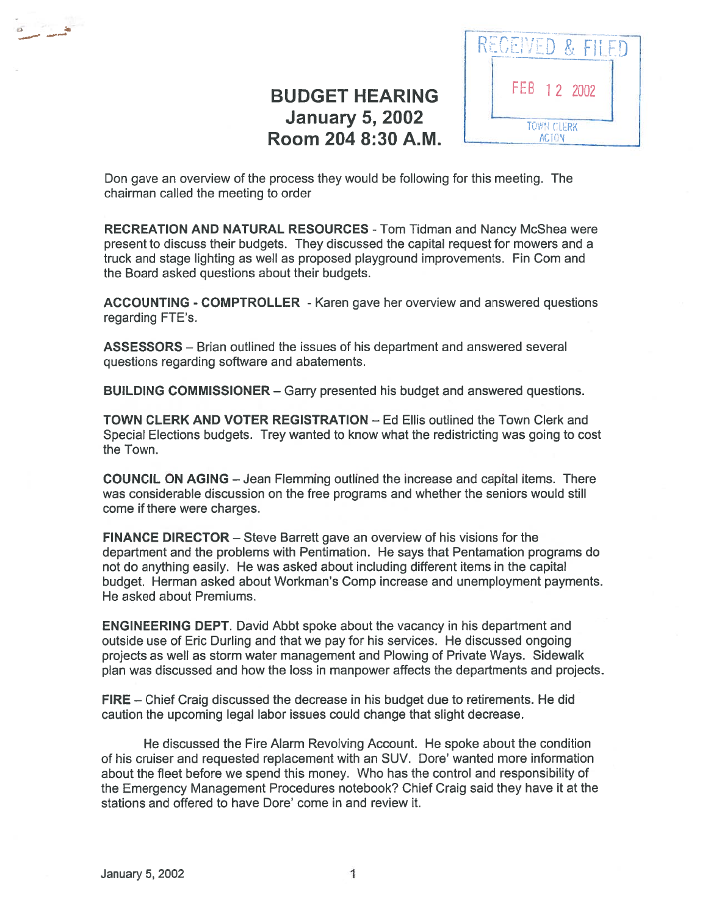RECEIVED & FILED

FEB 12 2002

TOWN CLERK
ACTON

# BUDGET HEARING
## January 5, 2002
## Room 204 8:30 A.M.

Don gave an overview of the process they would be following for this meeting. The chairman called the meeting to order

**RECREATION AND NATURAL RESOURCES** - Tom Tidman and Nancy McShea were present to discuss their budgets. They discussed the capital request for mowers and a truck and stage lighting as well as proposed playground improvements. Fin Com and the Board asked questions about their budgets.

**ACCOUNTING - COMPTROLLER** - Karen gave her overview and answered questions regarding FTE's.

**ASSESSORS** – Brian outlined the issues of his department and answered several questions regarding software and abatements.

**BUILDING COMMISSIONER** – Garry presented his budget and answered questions.

**TOWN CLERK AND VOTER REGISTRATION** – Ed Ellis outlined the Town Clerk and Special Elections budgets. Trey wanted to know what the redistricting was going to cost the Town.

**COUNCIL ON AGING** – Jean Flemming outlined the increase and capital items. There was considerable discussion on the free programs and whether the seniors would still come if there were charges.

**FINANCE DIRECTOR** – Steve Barrett gave an overview of his visions for the department and the problems with Pentimation. He says that Pentamation programs do not do anything easily. He was asked about including different items in the capital budget. Herman asked about Workman's Comp increase and unemployment payments. He asked about Premiums.

**ENGINEERING DEPT**. David Abbt spoke about the vacancy in his department and outside use of Eric Durling and that we pay for his services. He discussed ongoing projects as well as storm water management and Plowing of Private Ways. Sidewalk plan was discussed and how the loss in manpower affects the departments and projects.

**FIRE** – Chief Craig discussed the decrease in his budget due to retirements. He did caution the upcoming legal labor issues could change that slight decrease.

He discussed the Fire Alarm Revolving Account. He spoke about the condition of his cruiser and requested replacement with an SUV. Dore' wanted more information about the fleet before we spend this money. Who has the control and responsibility of the Emergency Management Procedures notebook? Chief Craig said they have it at the stations and offered to have Dore' come in and review it.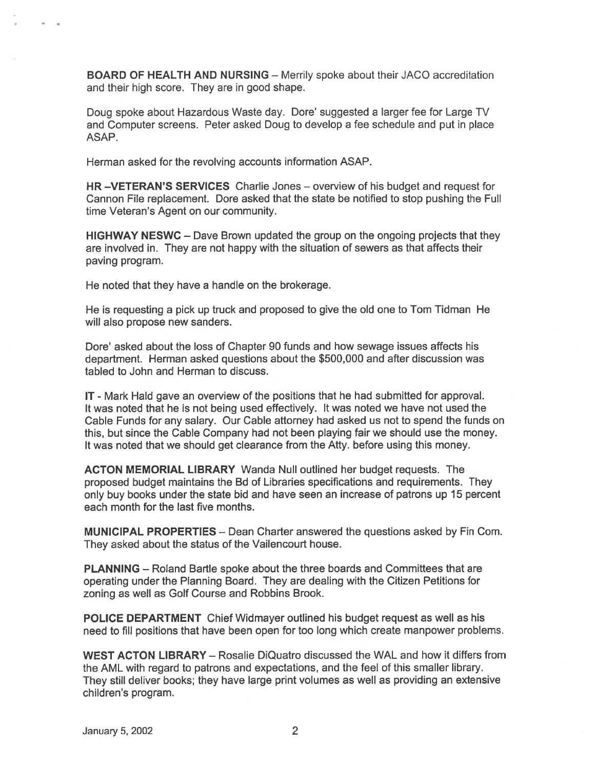**BOARD OF HEALTH AND NURSING** – Merrily spoke about their JACO accreditation and their high score. They are in good shape.

Doug spoke about Hazardous Waste day. Dore' suggested a larger fee for Large TV and Computer screens. Peter asked Doug to develop a fee schedule and put in place ASAP.

Herman asked for the revolving accounts information ASAP.

**HR –VETERAN'S SERVICES** Charlie Jones – overview of his budget and request for Cannon File replacement. Dore asked that the state be notified to stop pushing the Full time Veteran's Agent on our community.

**HIGHWAY NESWC** – Dave Brown updated the group on the ongoing projects that they are involved in. They are not happy with the situation of sewers as that affects their paving program.

He noted that they have a handle on the brokerage.

He is requesting a pick up truck and proposed to give the old one to Tom Tidman He will also propose new sanders.

Dore' asked about the loss of Chapter 90 funds and how sewage issues affects his department. Herman asked questions about the $500,000 and after discussion was tabled to John and Herman to discuss.

**IT** - Mark Hald gave an overview of the positions that he had submitted for approval. It was noted that he is not being used effectively. It was noted we have not used the Cable Funds for any salary. Our Cable attorney had asked us not to spend the funds on this, but since the Cable Company had not been playing fair we should use the money. It was noted that we should get clearance from the Atty. before using this money.

**ACTON MEMORIAL LIBRARY** Wanda Null outlined her budget requests. The proposed budget maintains the Bd of Libraries specifications and requirements. They only buy books under the state bid and have seen an increase of patrons up 15 percent each month for the last five months.

**MUNICIPAL PROPERTIES** – Dean Charter answered the questions asked by Fin Com. They asked about the status of the Vailencourt house.

**PLANNING** – Roland Bartle spoke about the three boards and Committees that are operating under the Planning Board. They are dealing with the Citizen Petitions for zoning as well as Golf Course and Robbins Brook.

**POLICE DEPARTMENT** Chief Widmayer outlined his budget request as well as his need to fill positions that have been open for too long which create manpower problems.

**WEST ACTON LIBRARY** – Rosalie DiQuatro discussed the WAL and how it differs from the AML with regard to patrons and expectations, and the feel of this smaller library. They still deliver books; they have large print volumes as well as providing an extensive children's program.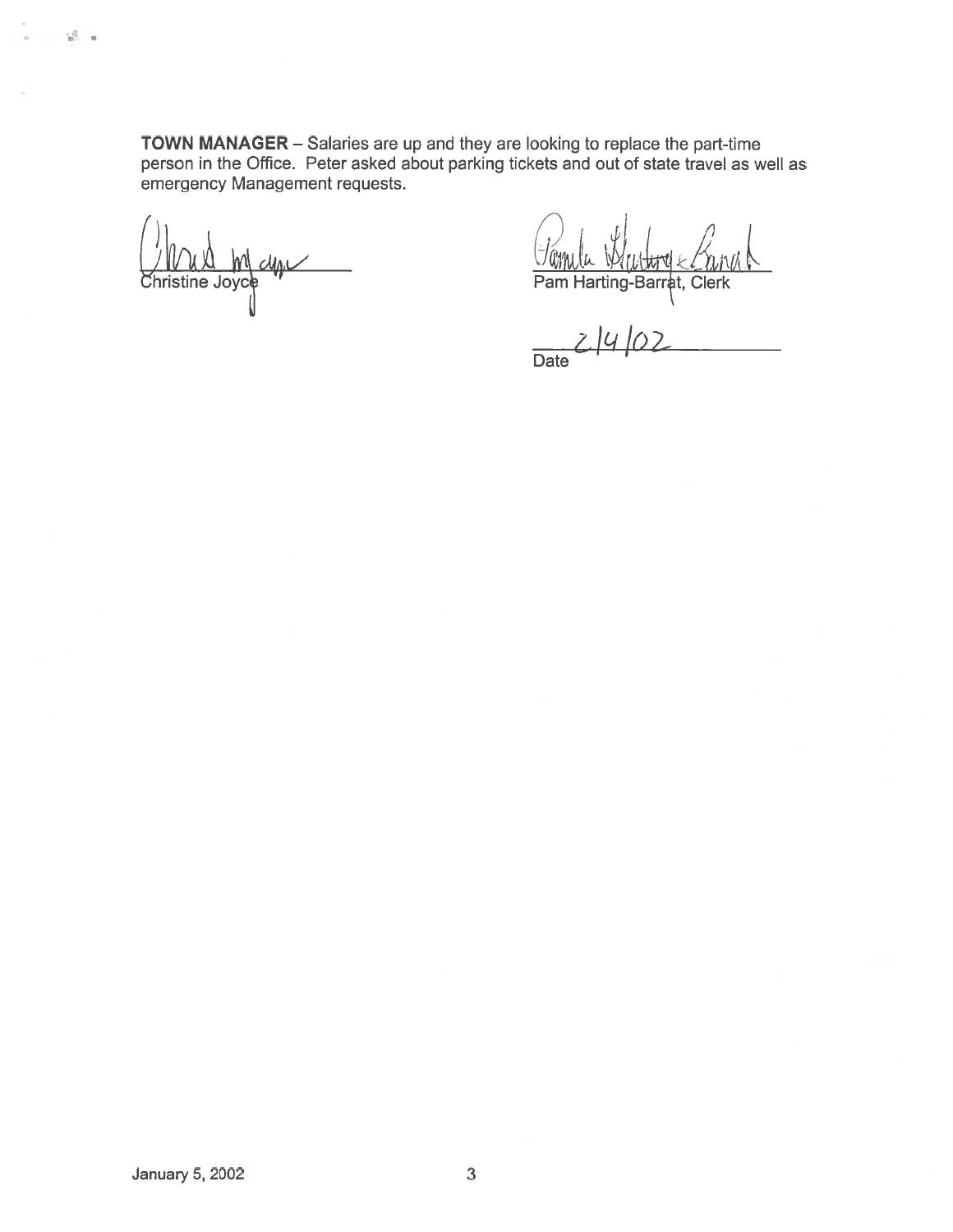**TOWN MANAGER** – Salaries are up and they are looking to replace the part-time person in the Office. Peter asked about parking tickets and out of state travel as well as emergency Management requests.

Christine Joyce

Pam Harting-Barrat, Clerk

2/4/02
Date

January 5, 2002